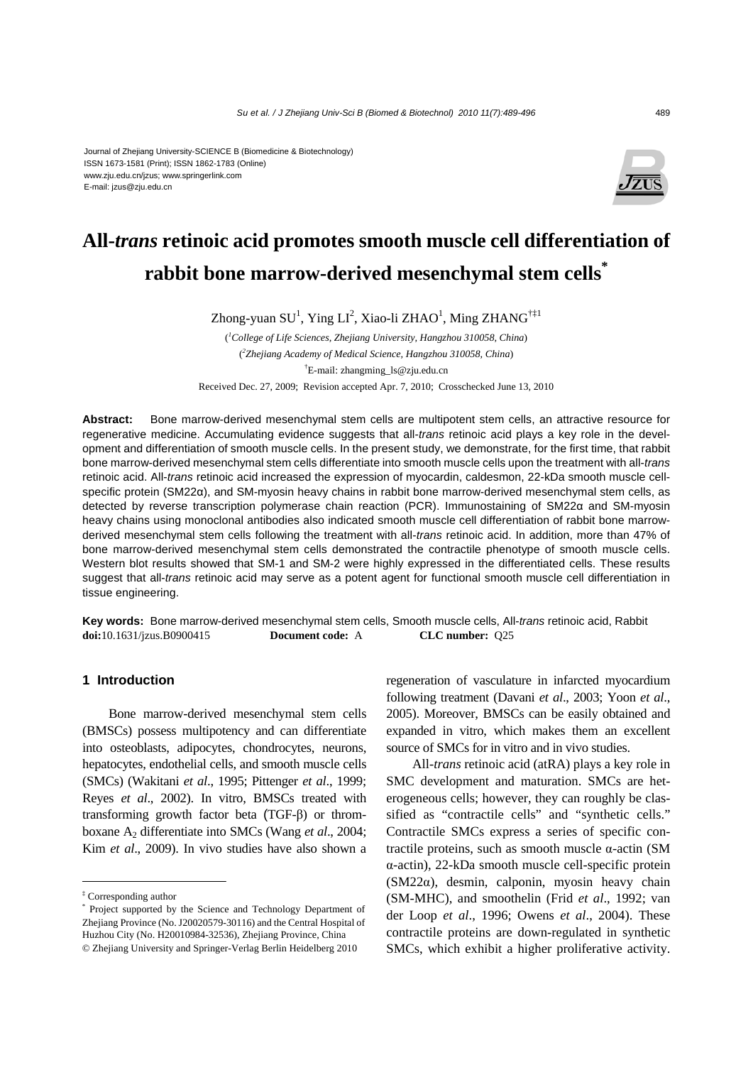Journal of Zhejiang University-SCIENCE B (Biomedicine & Biotechnology)
ISSN 1673-1581 (Print); ISSN 1862-1783 (Online)
www.zju.edu.cn/jzus; www.springerlink.com
E-mail: jzus@zju.edu.cn

# All-*trans* retinoic acid promotes smooth muscle cell differentiation of rabbit bone marrow-derived mesenchymal stem cells*

Zhong-yuan SU[1], Ying LI[2], Xiao-li ZHAO[1], Ming ZHANG[†‡1]

([1]*College of Life Sciences, Zhejiang University, Hangzhou 310058, China*)
([2]*Zhejiang Academy of Medical Science, Hangzhou 310058, China*)
[†]E-mail: zhangming_ls@zju.edu.cn

Received Dec. 27, 2009; Revision accepted Apr. 7, 2010; Crosschecked June 13, 2010

**Abstract:** Bone marrow-derived mesenchymal stem cells are multipotent stem cells, an attractive resource for regenerative medicine. Accumulating evidence suggests that all-*trans* retinoic acid plays a key role in the development and differentiation of smooth muscle cells. In the present study, we demonstrate, for the first time, that rabbit bone marrow-derived mesenchymal stem cells differentiate into smooth muscle cells upon the treatment with all-*trans* retinoic acid. All-*trans* retinoic acid increased the expression of myocardin, caldesmon, 22-kDa smooth muscle cell-specific protein (SM22α), and SM-myosin heavy chains in rabbit bone marrow-derived mesenchymal stem cells, as detected by reverse transcription polymerase chain reaction (PCR). Immunostaining of SM22α and SM-myosin heavy chains using monoclonal antibodies also indicated smooth muscle cell differentiation of rabbit bone marrow-derived mesenchymal stem cells following the treatment with all-*trans* retinoic acid. In addition, more than 47% of bone marrow-derived mesenchymal stem cells demonstrated the contractile phenotype of smooth muscle cells. Western blot results showed that SM-1 and SM-2 were highly expressed in the differentiated cells. These results suggest that all-*trans* retinoic acid may serve as a potent agent for functional smooth muscle cell differentiation in tissue engineering.

**Key words:** Bone marrow-derived mesenchymal stem cells, Smooth muscle cells, All-*trans* retinoic acid, Rabbit
**doi:**10.1631/jzus.B0900415 **Document code:** A **CLC number:** Q25

## 1 Introduction

Bone marrow-derived mesenchymal stem cells (BMSCs) possess multipotency and can differentiate into osteoblasts, adipocytes, chondrocytes, neurons, hepatocytes, endothelial cells, and smooth muscle cells (SMCs) (Wakitani *et al*., 1995; Pittenger *et al*., 1999; Reyes *et al*., 2002). In vitro, BMSCs treated with transforming growth factor beta (TGF-β) or thromboxane $A_2$ differentiate into SMCs (Wang *et al*., 2004; Kim *et al*., 2009). In vivo studies have also shown a regeneration of vasculature in infarcted myocardium following treatment (Davani *et al*., 2003; Yoon *et al*., 2005). Moreover, BMSCs can be easily obtained and expanded in vitro, which makes them an excellent source of SMCs for in vitro and in vivo studies.

All-*trans* retinoic acid (atRA) plays a key role in SMC development and maturation. SMCs are heterogeneous cells; however, they can roughly be classified as "contractile cells" and "synthetic cells." Contractile SMCs express a series of specific contractile proteins, such as smooth muscle α-actin (SM α-actin), 22-kDa smooth muscle cell-specific protein (SM22α), desmin, calponin, myosin heavy chain (SM-MHC), and smoothelin (Frid *et al*., 1992; van der Loop *et al*., 1996; Owens *et al*., 2004). These contractile proteins are down-regulated in synthetic SMCs, which exhibit a higher proliferative activity.

---

‡ Corresponding author
\* Project supported by the Science and Technology Department of Zhejiang Province (No. J20020579-30116) and the Central Hospital of Huzhou City (No. H20010984-32536), Zhejiang Province, China
© Zhejiang University and Springer-Verlag Berlin Heidelberg 2010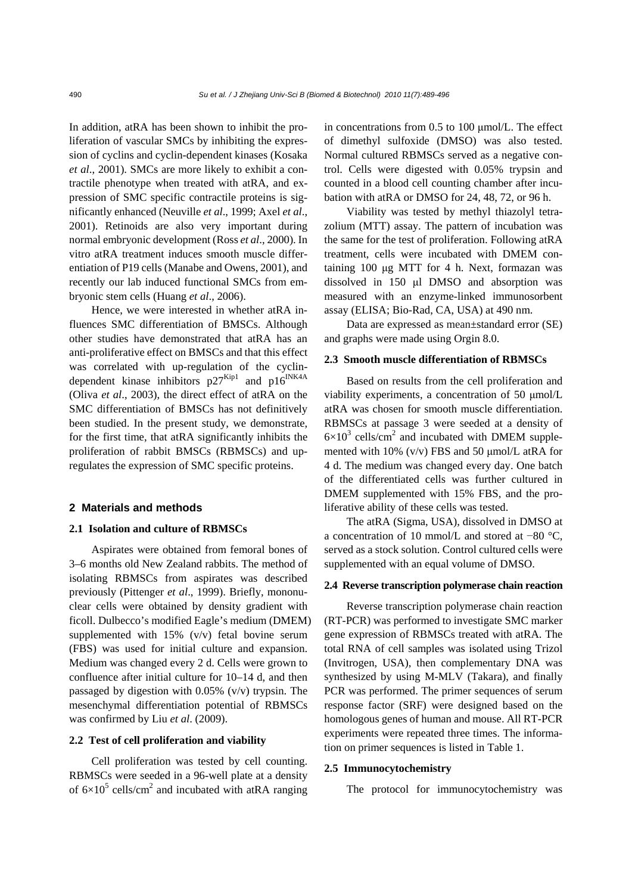In addition, atRA has been shown to inhibit the proliferation of vascular SMCs by inhibiting the expression of cyclins and cyclin-dependent kinases (Kosaka *et al*., 2001). SMCs are more likely to exhibit a contractile phenotype when treated with atRA, and expression of SMC specific contractile proteins is significantly enhanced (Neuville *et al*., 1999; Axel *et al*., 2001). Retinoids are also very important during normal embryonic development (Ross *et al*., 2000). In vitro atRA treatment induces smooth muscle differentiation of P19 cells (Manabe and Owens, 2001), and recently our lab induced functional SMCs from embryonic stem cells (Huang *et al*., 2006).

Hence, we were interested in whether atRA influences SMC differentiation of BMSCs. Although other studies have demonstrated that atRA has an anti-proliferative effect on BMSCs and that this effect was correlated with up-regulation of the cyclin-dependent kinase inhibitors $p27^{Kip1}$ and $p16^{INK4A}$ (Oliva *et al*., 2003), the direct effect of atRA on the SMC differentiation of BMSCs has not definitively been studied. In the present study, we demonstrate, for the first time, that atRA significantly inhibits the proliferation of rabbit BMSCs (RBMSCs) and up-regulates the expression of SMC specific proteins.

## 2 Materials and methods

### 2.1 Isolation and culture of RBMSCs

Aspirates were obtained from femoral bones of 3–6 months old New Zealand rabbits. The method of isolating RBMSCs from aspirates was described previously (Pittenger *et al*., 1999). Briefly, mononuclear cells were obtained by density gradient with ficoll. Dulbecco's modified Eagle's medium (DMEM) supplemented with 15% (v/v) fetal bovine serum (FBS) was used for initial culture and expansion. Medium was changed every 2 d. Cells were grown to confluence after initial culture for 10–14 d, and then passaged by digestion with 0.05% (v/v) trypsin. The mesenchymal differentiation potential of RBMSCs was confirmed by Liu *et al*. (2009).

### 2.2 Test of cell proliferation and viability

Cell proliferation was tested by cell counting. RBMSCs were seeded in a 96-well plate at a density of $6\times10^5$ cells/cm$^2$ and incubated with atRA ranging in concentrations from 0.5 to 100 μmol/L. The effect of dimethyl sulfoxide (DMSO) was also tested. Normal cultured RBMSCs served as a negative control. Cells were digested with 0.05% trypsin and counted in a blood cell counting chamber after incubation with atRA or DMSO for 24, 48, 72, or 96 h.

Viability was tested by methyl thiazolyl tetrazolium (MTT) assay. The pattern of incubation was the same for the test of proliferation. Following atRA treatment, cells were incubated with DMEM containing 100 μg MTT for 4 h. Next, formazan was dissolved in 150 μl DMSO and absorption was measured with an enzyme-linked immunosorbent assay (ELISA; Bio-Rad, CA, USA) at 490 nm.

Data are expressed as mean±standard error (SE) and graphs were made using Orgin 8.0.

### 2.3 Smooth muscle differentiation of RBMSCs

Based on results from the cell proliferation and viability experiments, a concentration of 50 μmol/L atRA was chosen for smooth muscle differentiation. RBMSCs at passage 3 were seeded at a density of $6\times10^3$ cells/cm$^2$ and incubated with DMEM supplemented with 10% (v/v) FBS and 50 μmol/L atRA for 4 d. The medium was changed every day. One batch of the differentiated cells was further cultured in DMEM supplemented with 15% FBS, and the proliferative ability of these cells was tested.

The atRA (Sigma, USA), dissolved in DMSO at a concentration of 10 mmol/L and stored at −80 °C, served as a stock solution. Control cultured cells were supplemented with an equal volume of DMSO.

### 2.4 Reverse transcription polymerase chain reaction

Reverse transcription polymerase chain reaction (RT-PCR) was performed to investigate SMC marker gene expression of RBMSCs treated with atRA. The total RNA of cell samples was isolated using Trizol (Invitrogen, USA), then complementary DNA was synthesized by using M-MLV (Takara), and finally PCR was performed. The primer sequences of serum response factor (SRF) were designed based on the homologous genes of human and mouse. All RT-PCR experiments were repeated three times. The information on primer sequences is listed in Table 1.

### 2.5 Immunocytochemistry

The protocol for immunocytochemistry was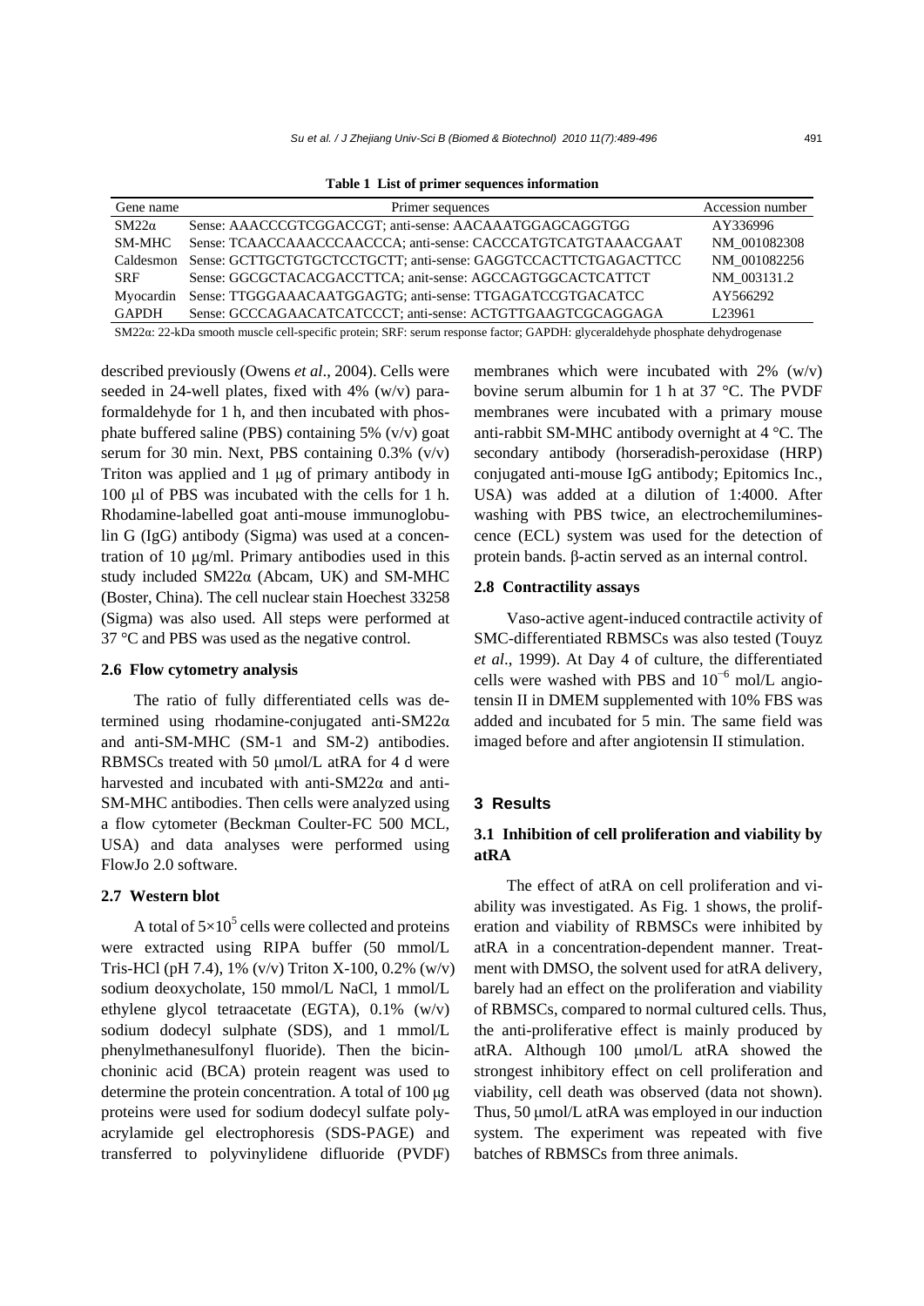**Table 1 List of primer sequences information**

| Gene name | Primer sequences | Accession number |
|---|---|---|
| SM22α | Sense: AAACCCGTCGGACCGT; anti-sense: AACAAATGGAGCAGGTGG | AY336996 |
| SM-MHC | Sense: TCAACCAAACCCAACCCA; anti-sense: CACCCATGTCATGTAAACGAAT | NM_001082308 |
| Caldesmon | Sense: GCTTGCTGTGCTCCTGCTT; anti-sense: GAGGTCCACTTCTGAGACTTCC | NM_001082256 |
| SRF | Sense: GGCGCTACACGACCTTCA; anit-sense: AGCCAGTGGCACTCATTCT | NM_003131.2 |
| Myocardin | Sense: TTGGGAAACAATGGAGTG; anti-sense: TTGAGATCCGTGACATCC | AY566292 |
| GAPDH | Sense: GCCCAGAACATCATCCCT; anti-sense: ACTGTTGAAGTCGCAGGAGA | L23961 |

SM22α: 22-kDa smooth muscle cell-specific protein; SRF: serum response factor; GAPDH: glyceraldehyde phosphate dehydrogenase

described previously (Owens *et al*., 2004). Cells were seeded in 24-well plates, fixed with 4% (w/v) paraformaldehyde for 1 h, and then incubated with phosphate buffered saline (PBS) containing 5% (v/v) goat serum for 30 min. Next, PBS containing 0.3% (v/v) Triton was applied and 1 μg of primary antibody in 100 μl of PBS was incubated with the cells for 1 h. Rhodamine-labelled goat anti-mouse immunoglobulin G (IgG) antibody (Sigma) was used at a concentration of 10 μg/ml. Primary antibodies used in this study included SM22α (Abcam, UK) and SM-MHC (Boster, China). The cell nuclear stain Hoechest 33258 (Sigma) was also used. All steps were performed at 37 °C and PBS was used as the negative control.

### 2.6 Flow cytometry analysis

The ratio of fully differentiated cells was determined using rhodamine-conjugated anti-SM22α and anti-SM-MHC (SM-1 and SM-2) antibodies. RBMSCs treated with 50 μmol/L atRA for 4 d were harvested and incubated with anti-SM22α and anti-SM-MHC antibodies. Then cells were analyzed using a flow cytometer (Beckman Coulter-FC 500 MCL, USA) and data analyses were performed using FlowJo 2.0 software.

### 2.7 Western blot

A total of $5\times10^5$ cells were collected and proteins were extracted using RIPA buffer (50 mmol/L Tris-HCl (pH 7.4), 1% (v/v) Triton X-100, 0.2% (w/v) sodium deoxycholate, 150 mmol/L NaCl, 1 mmol/L ethylene glycol tetraacetate (EGTA), 0.1% (w/v) sodium dodecyl sulphate (SDS), and 1 mmol/L phenylmethanesulfonyl fluoride). Then the bicinchoninic acid (BCA) protein reagent was used to determine the protein concentration. A total of 100 μg proteins were used for sodium dodecyl sulfate polyacrylamide gel electrophoresis (SDS-PAGE) and transferred to polyvinylidene difluoride (PVDF) membranes which were incubated with 2% (w/v) bovine serum albumin for 1 h at 37 °C. The PVDF membranes were incubated with a primary mouse anti-rabbit SM-MHC antibody overnight at 4 °C. The secondary antibody (horseradish-peroxidase (HRP) conjugated anti-mouse IgG antibody; Epitomics Inc., USA) was added at a dilution of 1:4000. After washing with PBS twice, an electrochemiluminescence (ECL) system was used for the detection of protein bands. β-actin served as an internal control.

### 2.8 Contractility assays

Vaso-active agent-induced contractile activity of SMC-differentiated RBMSCs was also tested (Touyz *et al*., 1999). At Day 4 of culture, the differentiated cells were washed with PBS and $10^{-6}$ mol/L angiotensin II in DMEM supplemented with 10% FBS was added and incubated for 5 min. The same field was imaged before and after angiotensin II stimulation.

## 3 Results

### 3.1 Inhibition of cell proliferation and viability by atRA

The effect of atRA on cell proliferation and viability was investigated. As Fig. 1 shows, the proliferation and viability of RBMSCs were inhibited by atRA in a concentration-dependent manner. Treatment with DMSO, the solvent used for atRA delivery, barely had an effect on the proliferation and viability of RBMSCs, compared to normal cultured cells. Thus, the anti-proliferative effect is mainly produced by atRA. Although 100 μmol/L atRA showed the strongest inhibitory effect on cell proliferation and viability, cell death was observed (data not shown). Thus, 50 μmol/L atRA was employed in our induction system. The experiment was repeated with five batches of RBMSCs from three animals.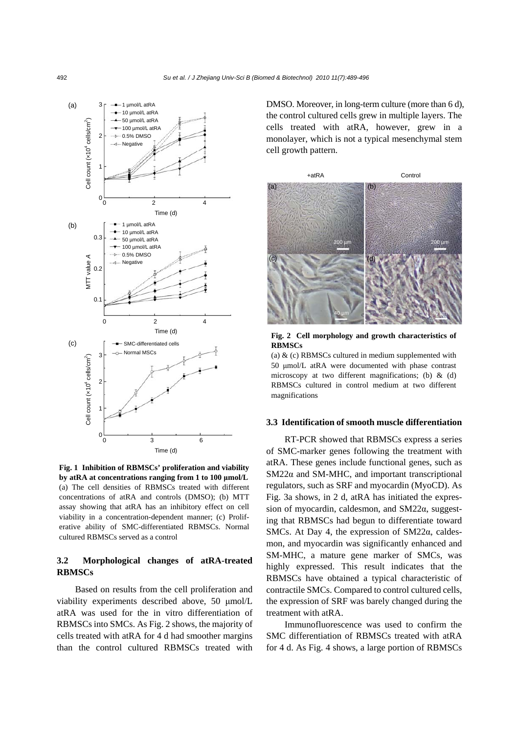**Fig. 1 Inhibition of RBMSCs' proliferation and viability by atRA at concentrations ranging from 1 to 100 μmol/L**
(a) The cell densities of RBMSCs treated with different concentrations of atRA and controls (DMSO); (b) MTT assay showing that atRA has an inhibitory effect on cell viability in a concentration-dependent manner; (c) Proliferative ability of SMC-differentiated RBMSCs. Normal cultured RBMSCs served as a control

### 3.2 Morphological changes of atRA-treated RBMSCs

Based on results from the cell proliferation and viability experiments described above, 50 μmol/L atRA was used for the in vitro differentiation of RBMSCs into SMCs. As Fig. 2 shows, the majority of cells treated with atRA for 4 d had smoother margins than the control cultured RBMSCs treated with DMSO. Moreover, in long-term culture (more than 6 d), the control cultured cells grew in multiple layers. The cells treated with atRA, however, grew in a monolayer, which is not a typical mesenchymal stem cell growth pattern.

**Fig. 2 Cell morphology and growth characteristics of RBMSCs**
(a) & (c) RBMSCs cultured in medium supplemented with 50 μmol/L atRA were documented with phase contrast microscopy at two different magnifications; (b) & (d) RBMSCs cultured in control medium at two different magnifications

### 3.3 Identification of smooth muscle differentiation

RT-PCR showed that RBMSCs express a series of SMC-marker genes following the treatment with atRA. These genes include functional genes, such as SM22α and SM-MHC, and important transcriptional regulators, such as SRF and myocardin (MyoCD). As Fig. 3a shows, in 2 d, atRA has initiated the expression of myocardin, caldesmon, and SM22α, suggesting that RBMSCs had begun to differentiate toward SMCs. At Day 4, the expression of SM22α, caldesmon, and myocardin was significantly enhanced and SM-MHC, a mature gene marker of SMCs, was highly expressed. This result indicates that the RBMSCs have obtained a typical characteristic of contractile SMCs. Compared to control cultured cells, the expression of SRF was barely changed during the treatment with atRA.

Immunofluorescence was used to confirm the SMC differentiation of RBMSCs treated with atRA for 4 d. As Fig. 4 shows, a large portion of RBMSCs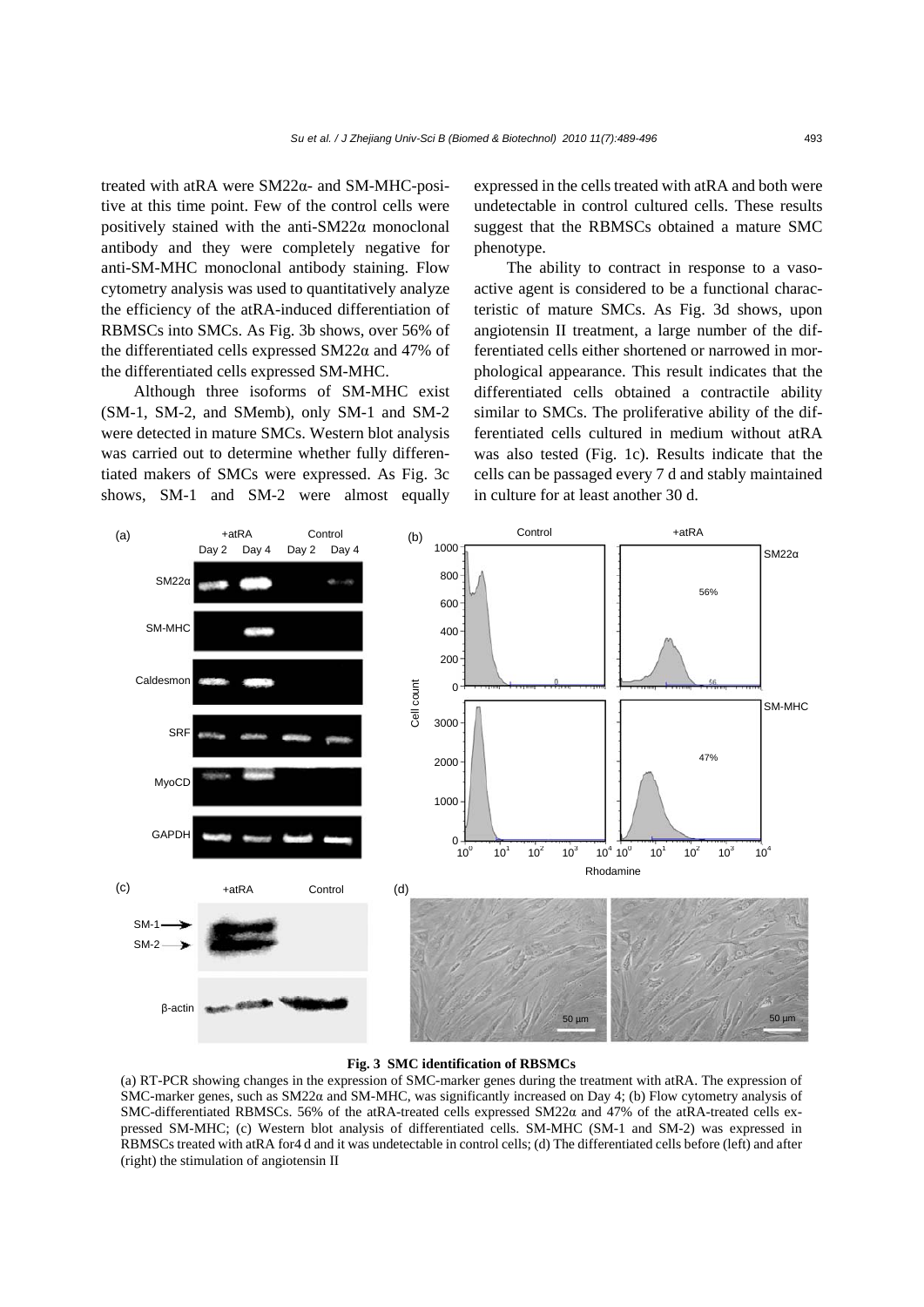treated with atRA were SM22α- and SM-MHC-positive at this time point. Few of the control cells were positively stained with the anti-SM22α monoclonal antibody and they were completely negative for anti-SM-MHC monoclonal antibody staining. Flow cytometry analysis was used to quantitatively analyze the efficiency of the atRA-induced differentiation of RBMSCs into SMCs. As Fig. 3b shows, over 56% of the differentiated cells expressed SM22α and 47% of the differentiated cells expressed SM-MHC.

Although three isoforms of SM-MHC exist (SM-1, SM-2, and SMemb), only SM-1 and SM-2 were detected in mature SMCs. Western blot analysis was carried out to determine whether fully differentiated makers of SMCs were expressed. As Fig. 3c shows, SM-1 and SM-2 were almost equally expressed in the cells treated with atRA and both were undetectable in control cultured cells. These results suggest that the RBMSCs obtained a mature SMC phenotype.

The ability to contract in response to a vasoactive agent is considered to be a functional characteristic of mature SMCs. As Fig. 3d shows, upon angiotensin II treatment, a large number of the differentiated cells either shortened or narrowed in morphological appearance. This result indicates that the differentiated cells obtained a contractile ability similar to SMCs. The proliferative ability of the differentiated cells cultured in medium without atRA was also tested (Fig. 1c). Results indicate that the cells can be passaged every 7 d and stably maintained in culture for at least another 30 d.

**Fig. 3 SMC identification of RBSMCs**

(a) RT-PCR showing changes in the expression of SMC-marker genes during the treatment with atRA. The expression of SMC-marker genes, such as SM22α and SM-MHC, was significantly increased on Day 4; (b) Flow cytometry analysis of SMC-differentiated RBMSCs. 56% of the atRA-treated cells expressed SM22α and 47% of the atRA-treated cells expressed SM-MHC; (c) Western blot analysis of differentiated cells. SM-MHC (SM-1 and SM-2) was expressed in RBMSCs treated with atRA for4 d and it was undetectable in control cells; (d) The differentiated cells before (left) and after (right) the stimulation of angiotensin II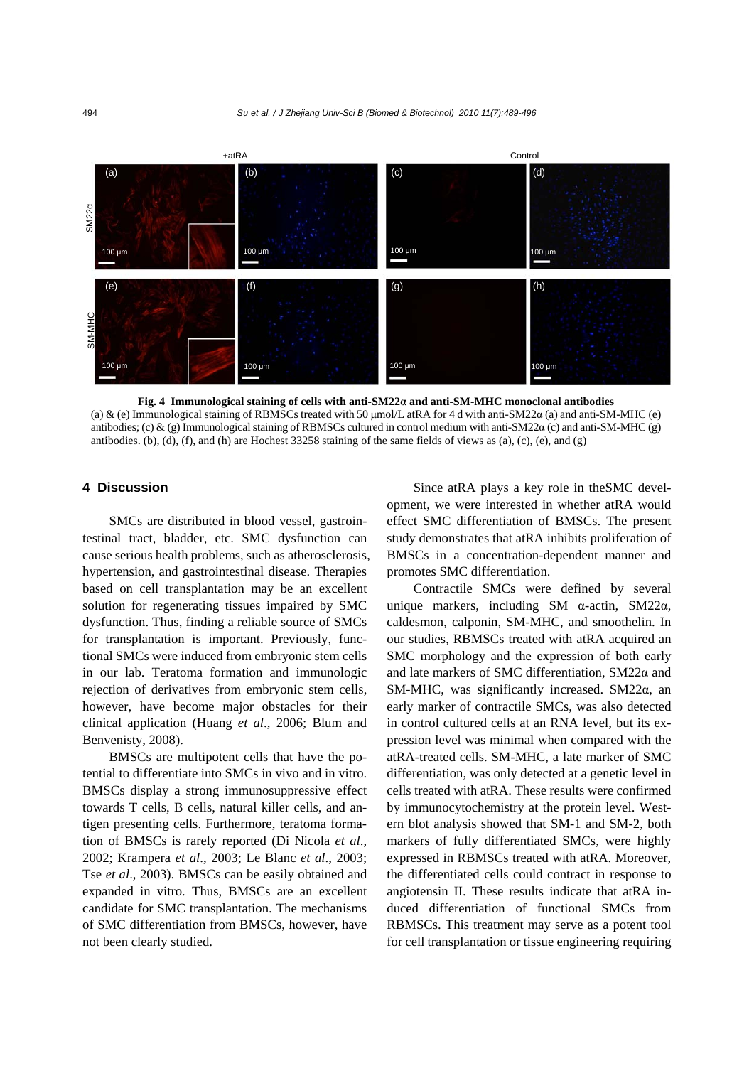Fig. 4 Immunological staining of cells with anti-SM22α and anti-SM-MHC monoclonal antibodies

(a) & (e) Immunological staining of RBMSCs treated with 50 μmol/L atRA for 4 d with anti-SM22α (a) and anti-SM-MHC (e) antibodies; (c) & (g) Immunological staining of RBMSCs cultured in control medium with anti-SM22α (c) and anti-SM-MHC (g) antibodies. (b), (d), (f), and (h) are Hochest 33258 staining of the same fields of views as (a), (c), (e), and (g)

## 4 Discussion

SMCs are distributed in blood vessel, gastrointestinal tract, bladder, etc. SMC dysfunction can cause serious health problems, such as atherosclerosis, hypertension, and gastrointestinal disease. Therapies based on cell transplantation may be an excellent solution for regenerating tissues impaired by SMC dysfunction. Thus, finding a reliable source of SMCs for transplantation is important. Previously, functional SMCs were induced from embryonic stem cells in our lab. Teratoma formation and immunologic rejection of derivatives from embryonic stem cells, however, have become major obstacles for their clinical application (Huang *et al*., 2006; Blum and Benvenisty, 2008).

BMSCs are multipotent cells that have the potential to differentiate into SMCs in vivo and in vitro. BMSCs display a strong immunosuppressive effect towards T cells, B cells, natural killer cells, and antigen presenting cells. Furthermore, teratoma formation of BMSCs is rarely reported (Di Nicola *et al*., 2002; Krampera *et al*., 2003; Le Blanc *et al*., 2003; Tse *et al*., 2003). BMSCs can be easily obtained and expanded in vitro. Thus, BMSCs are an excellent candidate for SMC transplantation. The mechanisms of SMC differentiation from BMSCs, however, have not been clearly studied.

Since atRA plays a key role in theSMC development, we were interested in whether atRA would effect SMC differentiation of BMSCs. The present study demonstrates that atRA inhibits proliferation of BMSCs in a concentration-dependent manner and promotes SMC differentiation.

Contractile SMCs were defined by several unique markers, including SM α-actin, SM22α, caldesmon, calponin, SM-MHC, and smoothelin. In our studies, RBMSCs treated with atRA acquired an SMC morphology and the expression of both early and late markers of SMC differentiation, SM22α and SM-MHC, was significantly increased. SM22α, an early marker of contractile SMCs, was also detected in control cultured cells at an RNA level, but its expression level was minimal when compared with the atRA-treated cells. SM-MHC, a late marker of SMC differentiation, was only detected at a genetic level in cells treated with atRA. These results were confirmed by immunocytochemistry at the protein level. Western blot analysis showed that SM-1 and SM-2, both markers of fully differentiated SMCs, were highly expressed in RBMSCs treated with atRA. Moreover, the differentiated cells could contract in response to angiotensin II. These results indicate that atRA induced differentiation of functional SMCs from RBMSCs. This treatment may serve as a potent tool for cell transplantation or tissue engineering requiring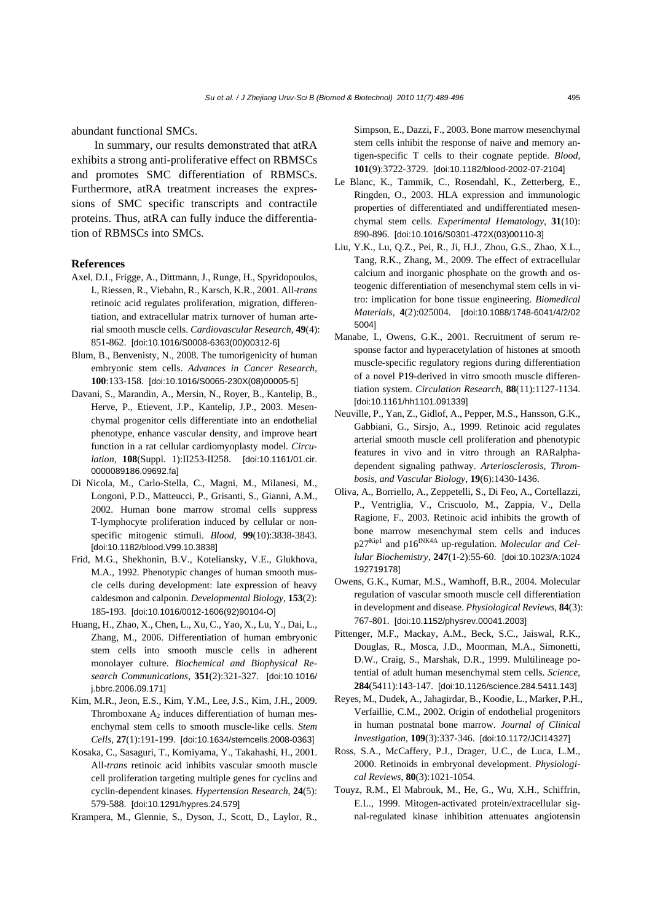abundant functional SMCs.

In summary, our results demonstrated that atRA exhibits a strong anti-proliferative effect on RBMSCs and promotes SMC differentiation of RBMSCs. Furthermore, atRA treatment increases the expressions of SMC specific transcripts and contractile proteins. Thus, atRA can fully induce the differentiation of RBMSCs into SMCs.

## References

Axel, D.I., Frigge, A., Dittmann, J., Runge, H., Spyridopoulos, I., Riessen, R., Viebahn, R., Karsch, K.R., 2001. All-*trans* retinoic acid regulates proliferation, migration, differentiation, and extracellular matrix turnover of human arterial smooth muscle cells. *Cardiovascular Research*, **49**(4): 851-862. [doi:10.1016/S0008-6363(00)00312-6]

Blum, B., Benvenisty, N., 2008. The tumorigenicity of human embryonic stem cells. *Advances in Cancer Research*, **100**:133-158. [doi:10.1016/S0065-230X(08)00005-5]

Davani, S., Marandin, A., Mersin, N., Royer, B., Kantelip, B., Herve, P., Etievent, J.P., Kantelip, J.P., 2003. Mesenchymal progenitor cells differentiate into an endothelial phenotype, enhance vascular density, and improve heart function in a rat cellular cardiomyoplasty model. *Circulation*, **108**(Suppl. 1):II253-II258. [doi:10.1161/01.cir.0000089186.09692.fa]

Di Nicola, M., Carlo-Stella, C., Magni, M., Milanesi, M., Longoni, P.D., Matteucci, P., Grisanti, S., Gianni, A.M., 2002. Human bone marrow stromal cells suppress T-lymphocyte proliferation induced by cellular or nonspecific mitogenic stimuli. *Blood*, **99**(10):3838-3843. [doi:10.1182/blood.V99.10.3838]

Frid, M.G., Shekhonin, B.V., Koteliansky, V.E., Glukhova, M.A., 1992. Phenotypic changes of human smooth muscle cells during development: late expression of heavy caldesmon and calponin. *Developmental Biology*, **153**(2): 185-193. [doi:10.1016/0012-1606(92)90104-O]

Huang, H., Zhao, X., Chen, L., Xu, C., Yao, X., Lu, Y., Dai, L., Zhang, M., 2006. Differentiation of human embryonic stem cells into smooth muscle cells in adherent monolayer culture. *Biochemical and Biophysical Research Communications*, **351**(2):321-327. [doi:10.1016/j.bbrc.2006.09.171]

Kim, M.R., Jeon, E.S., Kim, Y.M., Lee, J.S., Kim, J.H., 2009. Thromboxane $A_2$ induces differentiation of human mesenchymal stem cells to smooth muscle-like cells. *Stem Cells*, **27**(1):191-199. [doi:10.1634/stemcells.2008-0363]

Kosaka, C., Sasaguri, T., Komiyama, Y., Takahashi, H., 2001. All-*trans* retinoic acid inhibits vascular smooth muscle cell proliferation targeting multiple genes for cyclins and cyclin-dependent kinases. *Hypertension Research*, **24**(5): 579-588. [doi:10.1291/hypres.24.579]

Krampera, M., Glennie, S., Dyson, J., Scott, D., Laylor, R., Simpson, E., Dazzi, F., 2003. Bone marrow mesenchymal stem cells inhibit the response of naive and memory antigen-specific T cells to their cognate peptide. *Blood*, **101**(9):3722-3729. [doi:10.1182/blood-2002-07-2104]

Le Blanc, K., Tammik, C., Rosendahl, K., Zetterberg, E., Ringden, O., 2003. HLA expression and immunologic properties of differentiated and undifferentiated mesenchymal stem cells. *Experimental Hematology*, **31**(10): 890-896. [doi:10.1016/S0301-472X(03)00110-3]

Liu, Y.K., Lu, Q.Z., Pei, R., Ji, H.J., Zhou, G.S., Zhao, X.L., Tang, R.K., Zhang, M., 2009. The effect of extracellular calcium and inorganic phosphate on the growth and osteogenic differentiation of mesenchymal stem cells in vitro: implication for bone tissue engineering. *Biomedical Materials*, **4**(2):025004. [doi:10.1088/1748-6041/4/2/025004]

Manabe, I., Owens, G.K., 2001. Recruitment of serum response factor and hyperacetylation of histones at smooth muscle-specific regulatory regions during differentiation of a novel P19-derived in vitro smooth muscle differentiation system. *Circulation Research*, **88**(11):1127-1134. [doi:10.1161/hh1101.091339]

Neuville, P., Yan, Z., Gidlof, A., Pepper, M.S., Hansson, G.K., Gabbiani, G., Sirsjo, A., 1999. Retinoic acid regulates arterial smooth muscle cell proliferation and phenotypic features in vivo and in vitro through an RARalpha-dependent signaling pathway. *Arteriosclerosis, Thrombosis, and Vascular Biology*, **19**(6):1430-1436.

Oliva, A., Borriello, A., Zeppetelli, S., Di Feo, A., Cortellazzi, P., Ventriglia, V., Criscuolo, M., Zappia, V., Della Ragione, F., 2003. Retinoic acid inhibits the growth of bone marrow mesenchymal stem cells and induces $p27^{Kip1}$ and $p16^{INK4A}$ up-regulation. *Molecular and Cellular Biochemistry*, **247**(1-2):55-60. [doi:10.1023/A:1024192719178]

Owens, G.K., Kumar, M.S., Wamhoff, B.R., 2004. Molecular regulation of vascular smooth muscle cell differentiation in development and disease. *Physiological Reviews*, **84**(3): 767-801. [doi:10.1152/physrev.00041.2003]

Pittenger, M.F., Mackay, A.M., Beck, S.C., Jaiswal, R.K., Douglas, R., Mosca, J.D., Moorman, M.A., Simonetti, D.W., Craig, S., Marshak, D.R., 1999. Multilineage potential of adult human mesenchymal stem cells. *Science*, **284**(5411):143-147. [doi:10.1126/science.284.5411.143]

Reyes, M., Dudek, A., Jahagirdar, B., Koodie, L., Marker, P.H., Verfaillie, C.M., 2002. Origin of endothelial progenitors in human postnatal bone marrow. *Journal of Clinical Investigation*, **109**(3):337-346. [doi:10.1172/JCI14327]

Ross, S.A., McCaffery, P.J., Drager, U.C., de Luca, L.M., 2000. Retinoids in embryonal development. *Physiological Reviews*, **80**(3):1021-1054.

Touyz, R.M., El Mabrouk, M., He, G., Wu, X.H., Schiffrin, E.L., 1999. Mitogen-activated protein/extracellular signal-regulated kinase inhibition attenuates angiotensin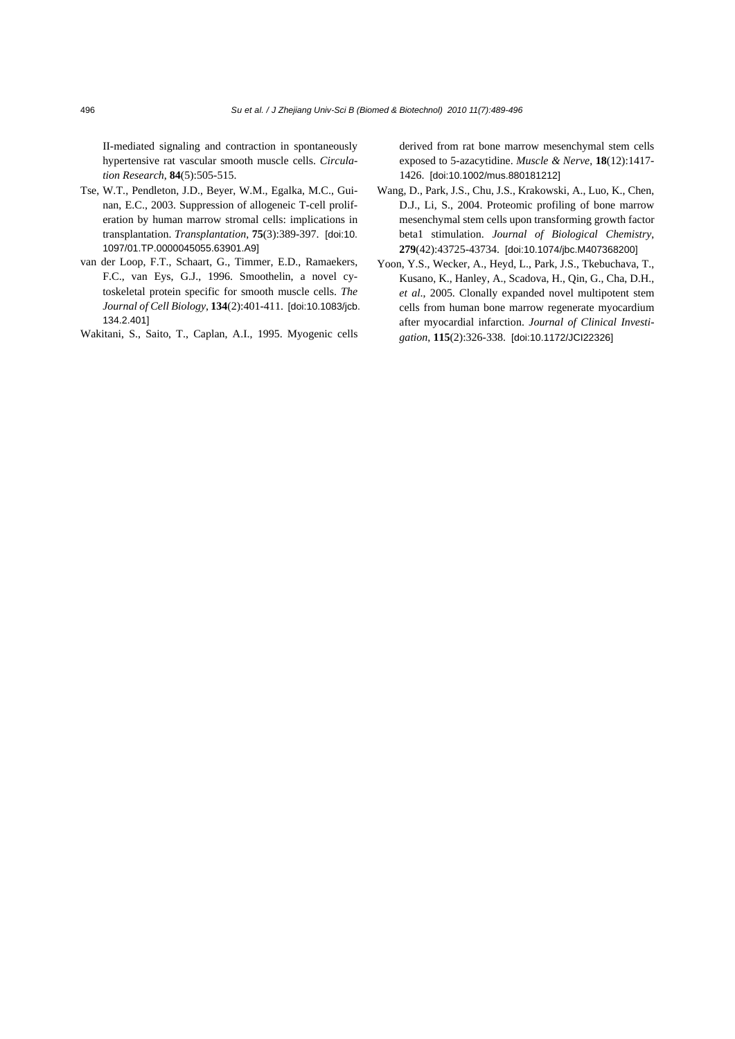II-mediated signaling and contraction in spontaneously hypertensive rat vascular smooth muscle cells. *Circulation Research*, **84**(5):505-515.

Tse, W.T., Pendleton, J.D., Beyer, W.M., Egalka, M.C., Guinan, E.C., 2003. Suppression of allogeneic T-cell proliferation by human marrow stromal cells: implications in transplantation. *Transplantation*, **75**(3):389-397. [doi:10.1097/01.TP.0000045055.63901.A9]

van der Loop, F.T., Schaart, G., Timmer, E.D., Ramaekers, F.C., van Eys, G.J., 1996. Smoothelin, a novel cytoskeletal protein specific for smooth muscle cells. *The Journal of Cell Biology*, **134**(2):401-411. [doi:10.1083/jcb.134.2.401]

Wakitani, S., Saito, T., Caplan, A.I., 1995. Myogenic cells derived from rat bone marrow mesenchymal stem cells exposed to 5-azacytidine. *Muscle & Nerve*, **18**(12):1417-1426. [doi:10.1002/mus.880181212]

Wang, D., Park, J.S., Chu, J.S., Krakowski, A., Luo, K., Chen, D.J., Li, S., 2004. Proteomic profiling of bone marrow mesenchymal stem cells upon transforming growth factor beta1 stimulation. *Journal of Biological Chemistry*, **279**(42):43725-43734. [doi:10.1074/jbc.M407368200]

Yoon, Y.S., Wecker, A., Heyd, L., Park, J.S., Tkebuchava, T., Kusano, K., Hanley, A., Scadova, H., Qin, G., Cha, D.H., *et al*., 2005. Clonally expanded novel multipotent stem cells from human bone marrow regenerate myocardium after myocardial infarction. *Journal of Clinical Investigation*, **115**(2):326-338. [doi:10.1172/JCI22326]